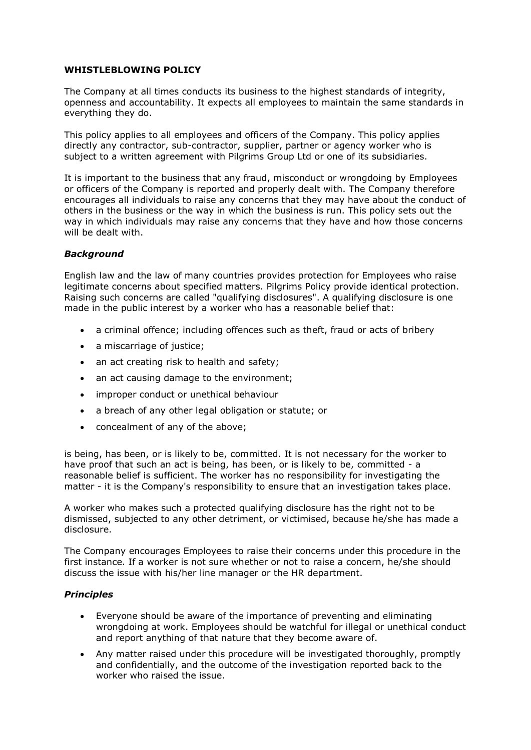**WHISTLEBLOWING POLICY**

The Company at all times conducts its business to the highest standards of integrity, openness and accountability. It expects all employees to maintain the same standards in everything they do.

This policy applies to all employees and officers of the Company. This policy applies directly any contractor, sub-contractor, supplier, partner or agency worker who is subject to a written agreement with Pilgrims Group Ltd or one of its subsidiaries.

It is important to the business that any fraud, misconduct or wrongdoing by Employees or officers of the Company is reported and properly dealt with. The Company therefore encourages all individuals to raise any concerns that they may have about the conduct of others in the business or the way in which the business is run. This policy sets out the way in which individuals may raise any concerns that they have and how those concerns will be dealt with.

***Background***

English law and the law of many countries provides protection for Employees who raise legitimate concerns about specified matters. Pilgrims Policy provide identical protection. Raising such concerns are called "qualifying disclosures". A qualifying disclosure is one made in the public interest by a worker who has a reasonable belief that:

- a criminal offence; including offences such as theft, fraud or acts of bribery
- a miscarriage of justice;
- an act creating risk to health and safety;
- an act causing damage to the environment;
- improper conduct or unethical behaviour
- a breach of any other legal obligation or statute; or
- concealment of any of the above;

is being, has been, or is likely to be, committed. It is not necessary for the worker to have proof that such an act is being, has been, or is likely to be, committed - a reasonable belief is sufficient. The worker has no responsibility for investigating the matter - it is the Company's responsibility to ensure that an investigation takes place.

A worker who makes such a protected qualifying disclosure has the right not to be dismissed, subjected to any other detriment, or victimised, because he/she has made a disclosure.

The Company encourages Employees to raise their concerns under this procedure in the first instance. If a worker is not sure whether or not to raise a concern, he/she should discuss the issue with his/her line manager or the HR department.

***Principles***

- Everyone should be aware of the importance of preventing and eliminating wrongdoing at work. Employees should be watchful for illegal or unethical conduct and report anything of that nature that they become aware of.
- Any matter raised under this procedure will be investigated thoroughly, promptly and confidentially, and the outcome of the investigation reported back to the worker who raised the issue.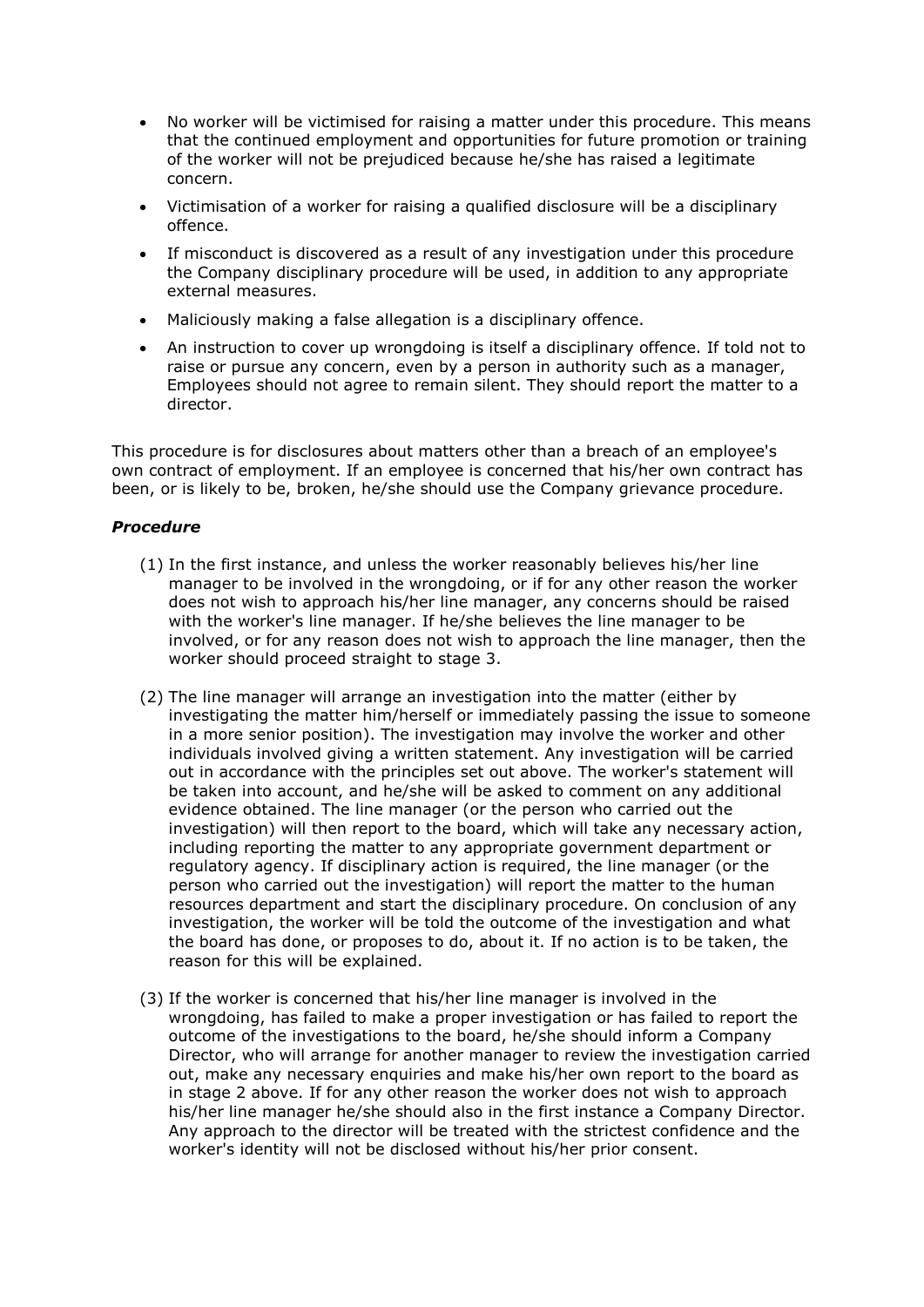- No worker will be victimised for raising a matter under this procedure. This means that the continued employment and opportunities for future promotion or training of the worker will not be prejudiced because he/she has raised a legitimate concern.
- Victimisation of a worker for raising a qualified disclosure will be a disciplinary offence.
- If misconduct is discovered as a result of any investigation under this procedure the Company disciplinary procedure will be used, in addition to any appropriate external measures.
- Maliciously making a false allegation is a disciplinary offence.
- An instruction to cover up wrongdoing is itself a disciplinary offence. If told not to raise or pursue any concern, even by a person in authority such as a manager, Employees should not agree to remain silent. They should report the matter to a director.

This procedure is for disclosures about matters other than a breach of an employee's own contract of employment. If an employee is concerned that his/her own contract has been, or is likely to be, broken, he/she should use the Company grievance procedure.

### *Procedure*

(1) In the first instance, and unless the worker reasonably believes his/her line manager to be involved in the wrongdoing, or if for any other reason the worker does not wish to approach his/her line manager, any concerns should be raised with the worker's line manager. If he/she believes the line manager to be involved, or for any reason does not wish to approach the line manager, then the worker should proceed straight to stage 3.

(2) The line manager will arrange an investigation into the matter (either by investigating the matter him/herself or immediately passing the issue to someone in a more senior position). The investigation may involve the worker and other individuals involved giving a written statement. Any investigation will be carried out in accordance with the principles set out above. The worker's statement will be taken into account, and he/she will be asked to comment on any additional evidence obtained. The line manager (or the person who carried out the investigation) will then report to the board, which will take any necessary action, including reporting the matter to any appropriate government department or regulatory agency. If disciplinary action is required, the line manager (or the person who carried out the investigation) will report the matter to the human resources department and start the disciplinary procedure. On conclusion of any investigation, the worker will be told the outcome of the investigation and what the board has done, or proposes to do, about it. If no action is to be taken, the reason for this will be explained.

(3) If the worker is concerned that his/her line manager is involved in the wrongdoing, has failed to make a proper investigation or has failed to report the outcome of the investigations to the board, he/she should inform a Company Director, who will arrange for another manager to review the investigation carried out, make any necessary enquiries and make his/her own report to the board as in stage 2 above. If for any other reason the worker does not wish to approach his/her line manager he/she should also in the first instance a Company Director. Any approach to the director will be treated with the strictest confidence and the worker's identity will not be disclosed without his/her prior consent.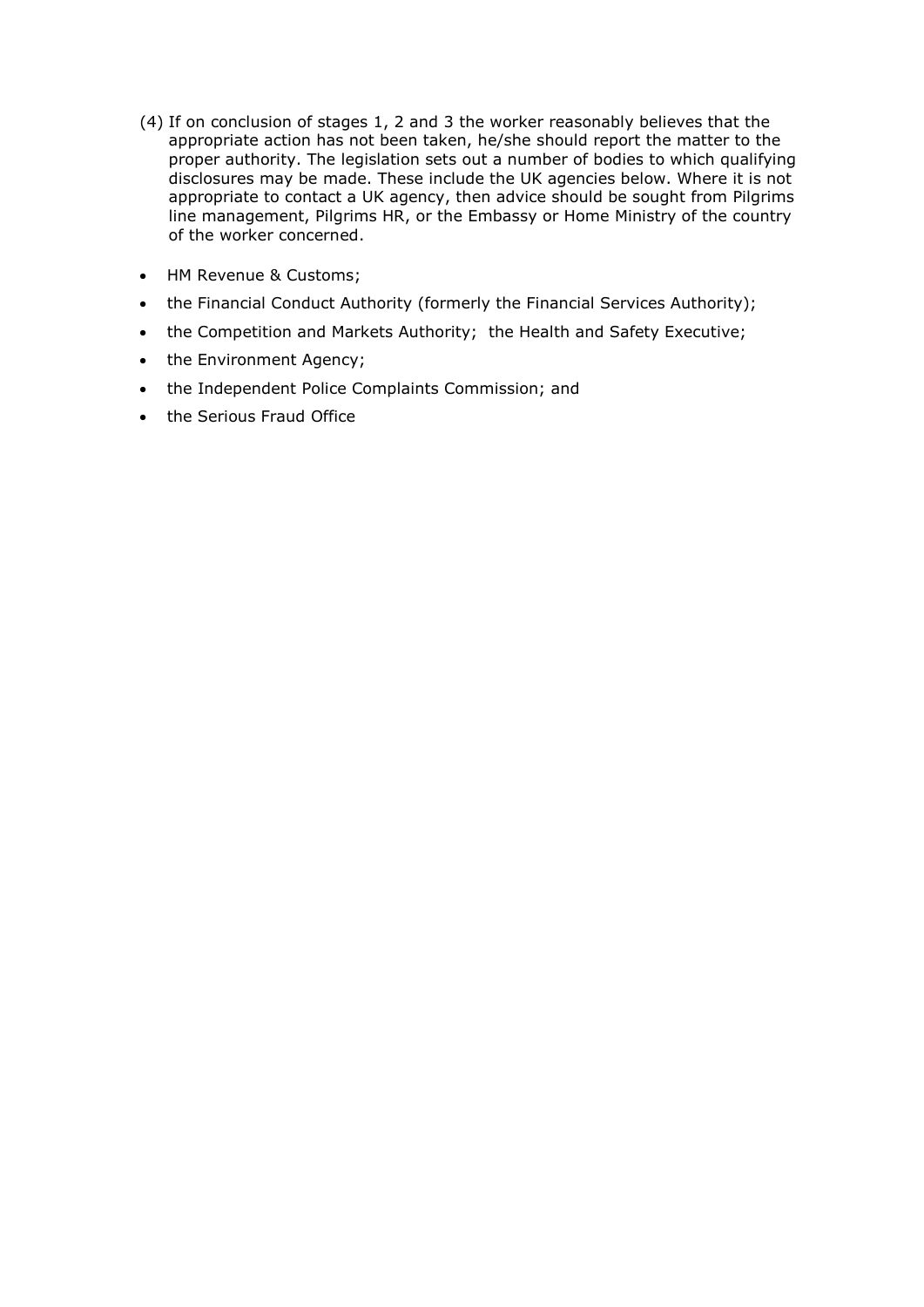(4) If on conclusion of stages 1, 2 and 3 the worker reasonably believes that the appropriate action has not been taken, he/she should report the matter to the proper authority. The legislation sets out a number of bodies to which qualifying disclosures may be made. These include the UK agencies below. Where it is not appropriate to contact a UK agency, then advice should be sought from Pilgrims line management, Pilgrims HR, or the Embassy or Home Ministry of the country of the worker concerned.

- HM Revenue & Customs;
- the Financial Conduct Authority (formerly the Financial Services Authority);
- the Competition and Markets Authority; the Health and Safety Executive;
- the Environment Agency;
- the Independent Police Complaints Commission; and
- the Serious Fraud Office